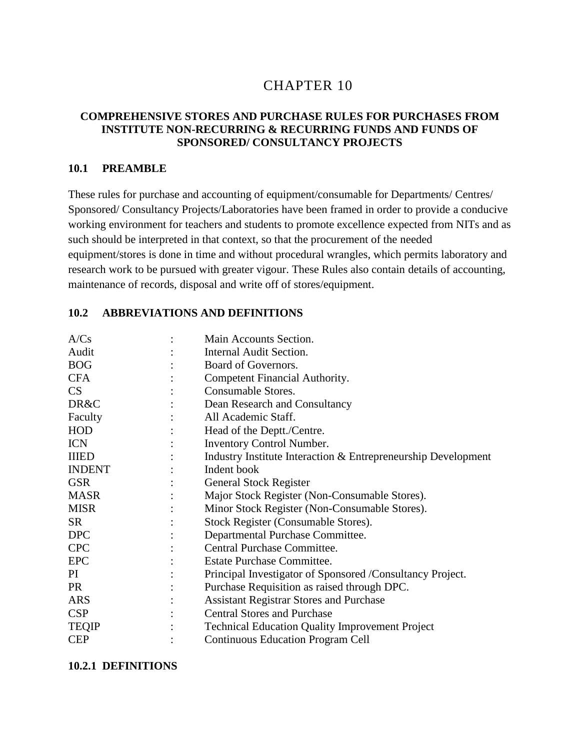# CHAPTER 10

## COMPREHENSIVE STORES AND PURCHASE RULES FOR PURCHASES FROM INSTITUTE NON-RECURRING & RECURRING FUNDS AND FUNDS OF SPONSORED/ CONSULTANCY PROJECTS

### 10.1 PREAMBLE

These rules for purchase and accounting of equipment/consumable for Departments/ Centres/ Sponsored/ Consultancy Projects/Laboratories have been framed in order to provide a conducive working environment for teachers and students to promote excellence expected from NITs and as such should be interpreted in that context, so that the procurement of the needed equipment/stores is done in time and without procedural wrangles, which permits laboratory and research work to be pursued with greater vigour. These Rules also contain details of accounting, maintenance of records, disposal and write off of stores/equipment.

### 10.2 ABBREVIATIONS AND DEFINITIONS

| | | |
|---|---|---|
| A/Cs | : | Main Accounts Section. |
| Audit | : | Internal Audit Section. |
| BOG | : | Board of Governors. |
| CFA | : | Competent Financial Authority. |
| CS | : | Consumable Stores. |
| DR&C | : | Dean Research and Consultancy |
| Faculty | : | All Academic Staff. |
| HOD | : | Head of the Deptt./Centre. |
| ICN | : | Inventory Control Number. |
| IIIED | : | Industry Institute Interaction & Entrepreneurship Development |
| INDENT | : | Indent book |
| GSR | : | General Stock Register |
| MASR | : | Major Stock Register (Non-Consumable Stores). |
| MISR | : | Minor Stock Register (Non-Consumable Stores). |
| SR | : | Stock Register (Consumable Stores). |
| DPC | : | Departmental Purchase Committee. |
| CPC | : | Central Purchase Committee. |
| EPC | : | Estate Purchase Committee. |
| PI | : | Principal Investigator of Sponsored /Consultancy Project. |
| PR | : | Purchase Requisition as raised through DPC. |
| ARS | : | Assistant Registrar Stores and Purchase |
| CSP | : | Central Stores and Purchase |
| TEQIP | : | Technical Education Quality Improvement Project |
| CEP | : | Continuous Education Program Cell |

#### 10.2.1 DEFINITIONS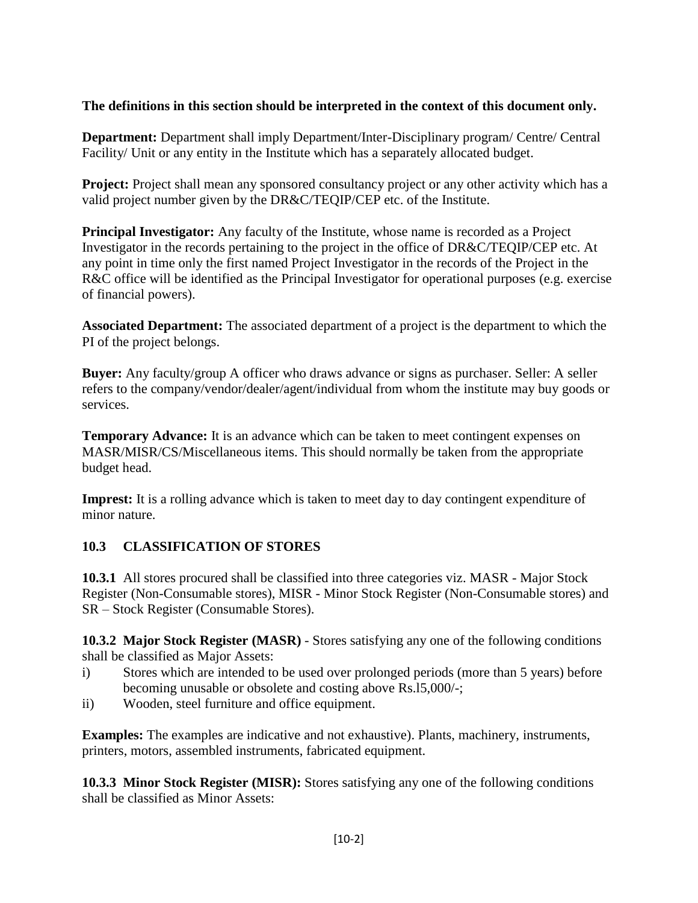**The definitions in this section should be interpreted in the context of this document only.**

**Department:** Department shall imply Department/Inter-Disciplinary program/ Centre/ Central Facility/ Unit or any entity in the Institute which has a separately allocated budget.

**Project:** Project shall mean any sponsored consultancy project or any other activity which has a valid project number given by the DR&C/TEQIP/CEP etc. of the Institute.

**Principal Investigator:** Any faculty of the Institute, whose name is recorded as a Project Investigator in the records pertaining to the project in the office of DR&C/TEQIP/CEP etc. At any point in time only the first named Project Investigator in the records of the Project in the R&C office will be identified as the Principal Investigator for operational purposes (e.g. exercise of financial powers).

**Associated Department:** The associated department of a project is the department to which the PI of the project belongs.

**Buyer:** Any faculty/group A officer who draws advance or signs as purchaser. Seller: A seller refers to the company/vendor/dealer/agent/individual from whom the institute may buy goods or services.

**Temporary Advance:** It is an advance which can be taken to meet contingent expenses on MASR/MISR/CS/Miscellaneous items. This should normally be taken from the appropriate budget head.

**Imprest:** It is a rolling advance which is taken to meet day to day contingent expenditure of minor nature.

## 10.3 CLASSIFICATION OF STORES

**10.3.1** All stores procured shall be classified into three categories viz. MASR - Major Stock Register (Non-Consumable stores), MISR - Minor Stock Register (Non-Consumable stores) and SR – Stock Register (Consumable Stores).

**10.3.2 Major Stock Register (MASR)** - Stores satisfying any one of the following conditions shall be classified as Major Assets:

i) Stores which are intended to be used over prolonged periods (more than 5 years) before becoming unusable or obsolete and costing above Rs.l5,000/-;
ii) Wooden, steel furniture and office equipment.

**Examples:** The examples are indicative and not exhaustive). Plants, machinery, instruments, printers, motors, assembled instruments, fabricated equipment.

**10.3.3 Minor Stock Register (MISR):** Stores satisfying any one of the following conditions shall be classified as Minor Assets: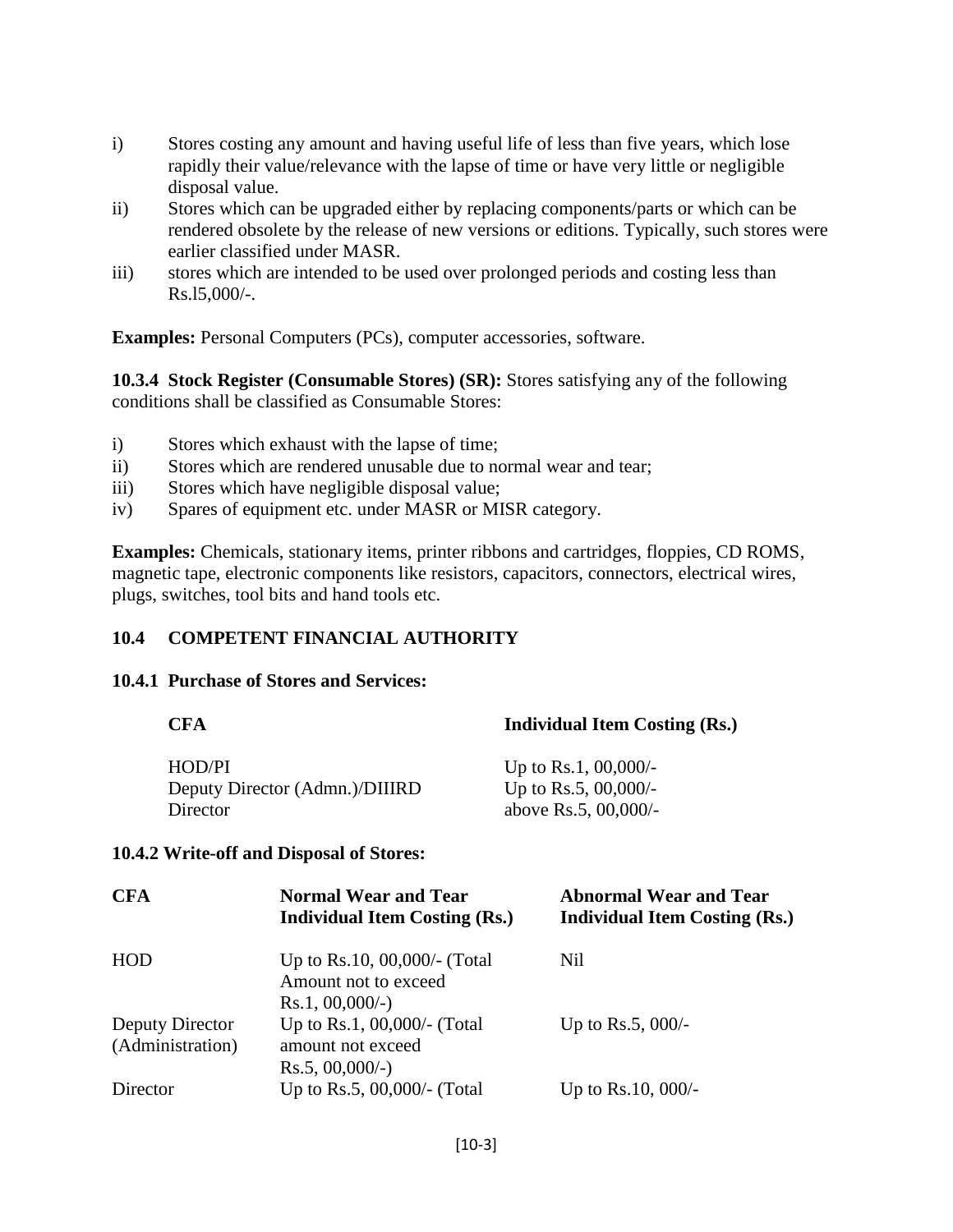i) Stores costing any amount and having useful life of less than five years, which lose rapidly their value/relevance with the lapse of time or have very little or negligible disposal value.
ii) Stores which can be upgraded either by replacing components/parts or which can be rendered obsolete by the release of new versions or editions. Typically, such stores were earlier classified under MASR.
iii) stores which are intended to be used over prolonged periods and costing less than Rs.l5,000/-.

**Examples:** Personal Computers (PCs), computer accessories, software.

**10.3.4 Stock Register (Consumable Stores) (SR):** Stores satisfying any of the following conditions shall be classified as Consumable Stores:

i) Stores which exhaust with the lapse of time;
ii) Stores which are rendered unusable due to normal wear and tear;
iii) Stores which have negligible disposal value;
iv) Spares of equipment etc. under MASR or MISR category.

**Examples:** Chemicals, stationary items, printer ribbons and cartridges, floppies, CD ROMS, magnetic tape, electronic components like resistors, capacitors, connectors, electrical wires, plugs, switches, tool bits and hand tools etc.

## 10.4 COMPETENT FINANCIAL AUTHORITY

### 10.4.1 Purchase of Stores and Services:

| CFA | Individual Item Costing (Rs.) |
|---|---|
| HOD/PI | Up to Rs.1, 00,000/- |
| Deputy Director (Admn.)/DIIIRD | Up to Rs.5, 00,000/- |
| Director | above Rs.5, 00,000/- |

### 10.4.2 Write-off and Disposal of Stores:

| CFA | Normal Wear and Tear Individual Item Costing (Rs.) | Abnormal Wear and Tear Individual Item Costing (Rs.) |
|---|---|---|
| HOD | Up to Rs.10, 00,000/- (Total Amount not to exceed Rs.1, 00,000/-) | Nil |
| Deputy Director (Administration) | Up to Rs.1, 00,000/- (Total amount not exceed Rs.5, 00,000/-) | Up to Rs.5, 000/- |
| Director | Up to Rs.5, 00,000/- (Total | Up to Rs.10, 000/- |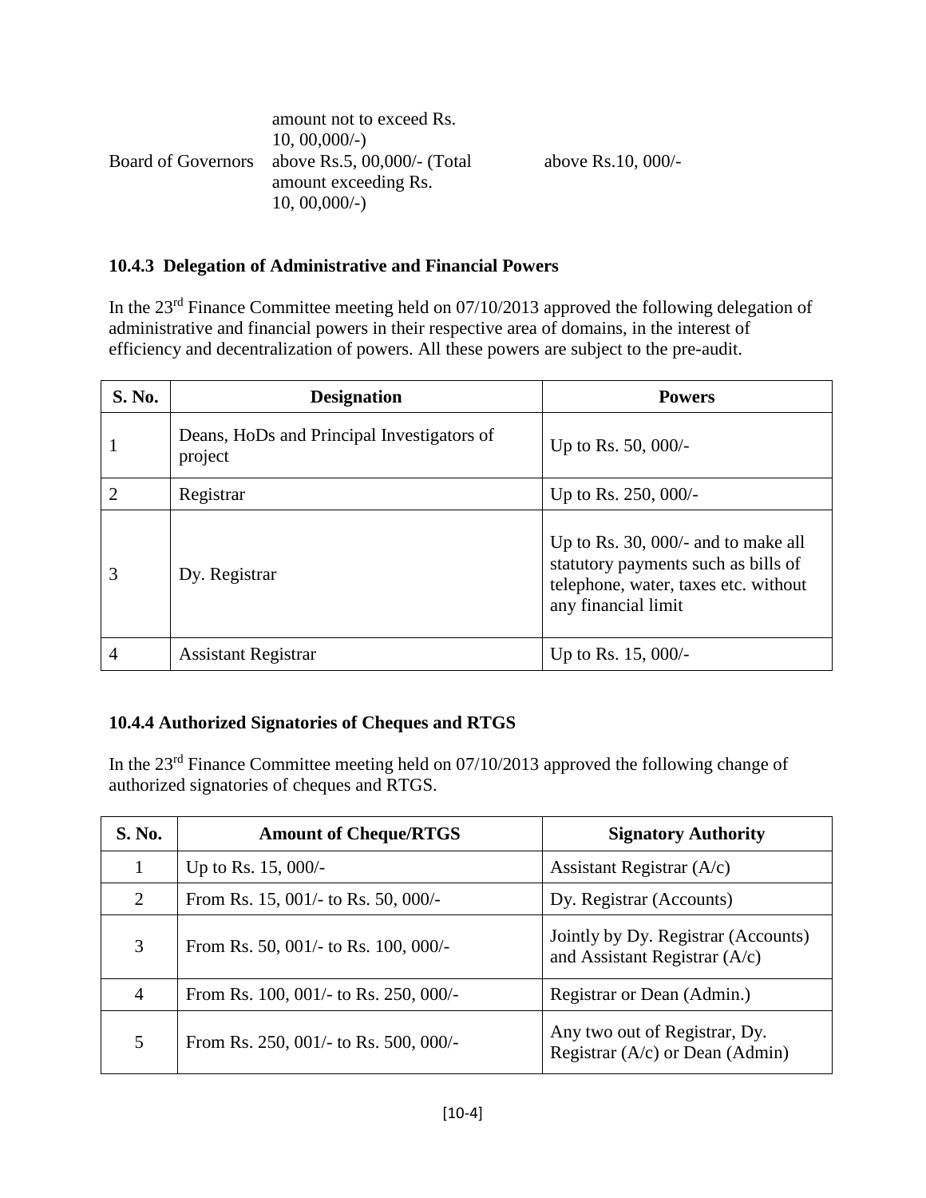| | amount not to exceed Rs. 10, 00,000/-) | |
|---|---|---|
| Board of Governors | above Rs.5, 00,000/- (Total amount exceeding Rs. 10, 00,000/-) | above Rs.10, 000/- |

### 10.4.3 Delegation of Administrative and Financial Powers

In the 23rd Finance Committee meeting held on 07/10/2013 approved the following delegation of administrative and financial powers in their respective area of domains, in the interest of efficiency and decentralization of powers. All these powers are subject to the pre-audit.

| S. No. | Designation | Powers |
|---|---|---|
| 1 | Deans, HoDs and Principal Investigators of project | Up to Rs. 50, 000/- |
| 2 | Registrar | Up to Rs. 250, 000/- |
| 3 | Dy. Registrar | Up to Rs. 30, 000/- and to make all statutory payments such as bills of telephone, water, taxes etc. without any financial limit |
| 4 | Assistant Registrar | Up to Rs. 15, 000/- |

### 10.4.4 Authorized Signatories of Cheques and RTGS

In the 23rd Finance Committee meeting held on 07/10/2013 approved the following change of authorized signatories of cheques and RTGS.

| S. No. | Amount of Cheque/RTGS | Signatory Authority |
|---|---|---|
| 1 | Up to Rs. 15, 000/- | Assistant Registrar (A/c) |
| 2 | From Rs. 15, 001/- to Rs. 50, 000/- | Dy. Registrar (Accounts) |
| 3 | From Rs. 50, 001/- to Rs. 100, 000/- | Jointly by Dy. Registrar (Accounts) and Assistant Registrar (A/c) |
| 4 | From Rs. 100, 001/- to Rs. 250, 000/- | Registrar or Dean (Admin.) |
| 5 | From Rs. 250, 001/- to Rs. 500, 000/- | Any two out of Registrar, Dy. Registrar (A/c) or Dean (Admin) |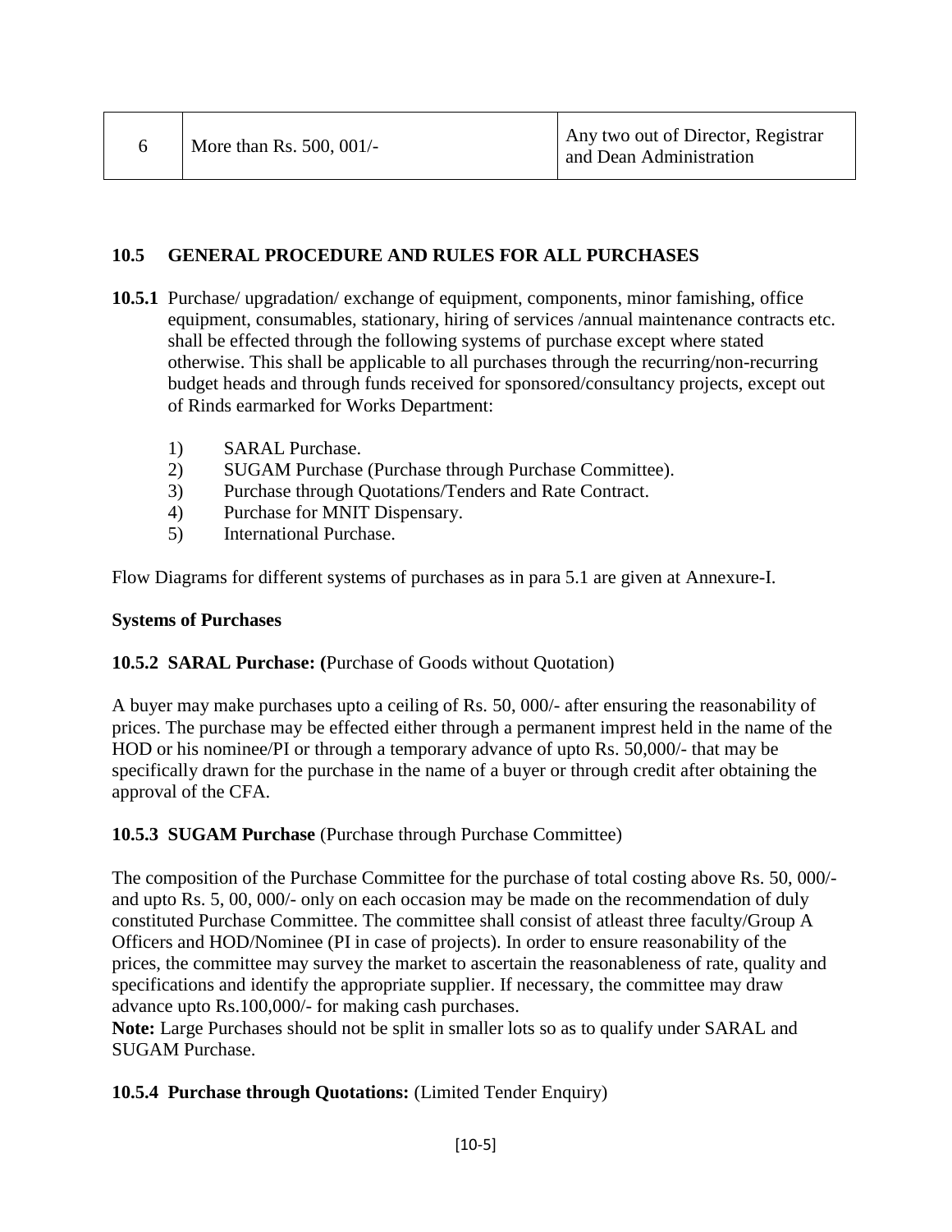| 6 | More than Rs. 500, 001/- | Any two out of Director, Registrar and Dean Administration |
|---|---|---|

## 10.5 GENERAL PROCEDURE AND RULES FOR ALL PURCHASES

**10.5.1** Purchase/ upgradation/ exchange of equipment, components, minor famishing, office equipment, consumables, stationary, hiring of services /annual maintenance contracts etc. shall be effected through the following systems of purchase except where stated otherwise. This shall be applicable to all purchases through the recurring/non-recurring budget heads and through funds received for sponsored/consultancy projects, except out of Rinds earmarked for Works Department:

1) SARAL Purchase.
2) SUGAM Purchase (Purchase through Purchase Committee).
3) Purchase through Quotations/Tenders and Rate Contract.
4) Purchase for MNIT Dispensary.
5) International Purchase.

Flow Diagrams for different systems of purchases as in para 5.1 are given at Annexure-I.

**Systems of Purchases**

**10.5.2 SARAL Purchase: (**Purchase of Goods without Quotation)

A buyer may make purchases upto a ceiling of Rs. 50, 000/- after ensuring the reasonability of prices. The purchase may be effected either through a permanent imprest held in the name of the HOD or his nominee/PI or through a temporary advance of upto Rs. 50,000/- that may be specifically drawn for the purchase in the name of a buyer or through credit after obtaining the approval of the CFA.

**10.5.3 SUGAM Purchase** (Purchase through Purchase Committee)

The composition of the Purchase Committee for the purchase of total costing above Rs. 50, 000/- and upto Rs. 5, 00, 000/- only on each occasion may be made on the recommendation of duly constituted Purchase Committee. The committee shall consist of atleast three faculty/Group A Officers and HOD/Nominee (PI in case of projects). In order to ensure reasonability of the prices, the committee may survey the market to ascertain the reasonableness of rate, quality and specifications and identify the appropriate supplier. If necessary, the committee may draw advance upto Rs.100,000/- for making cash purchases.

**Note:** Large Purchases should not be split in smaller lots so as to qualify under SARAL and SUGAM Purchase.

**10.5.4 Purchase through Quotations:** (Limited Tender Enquiry)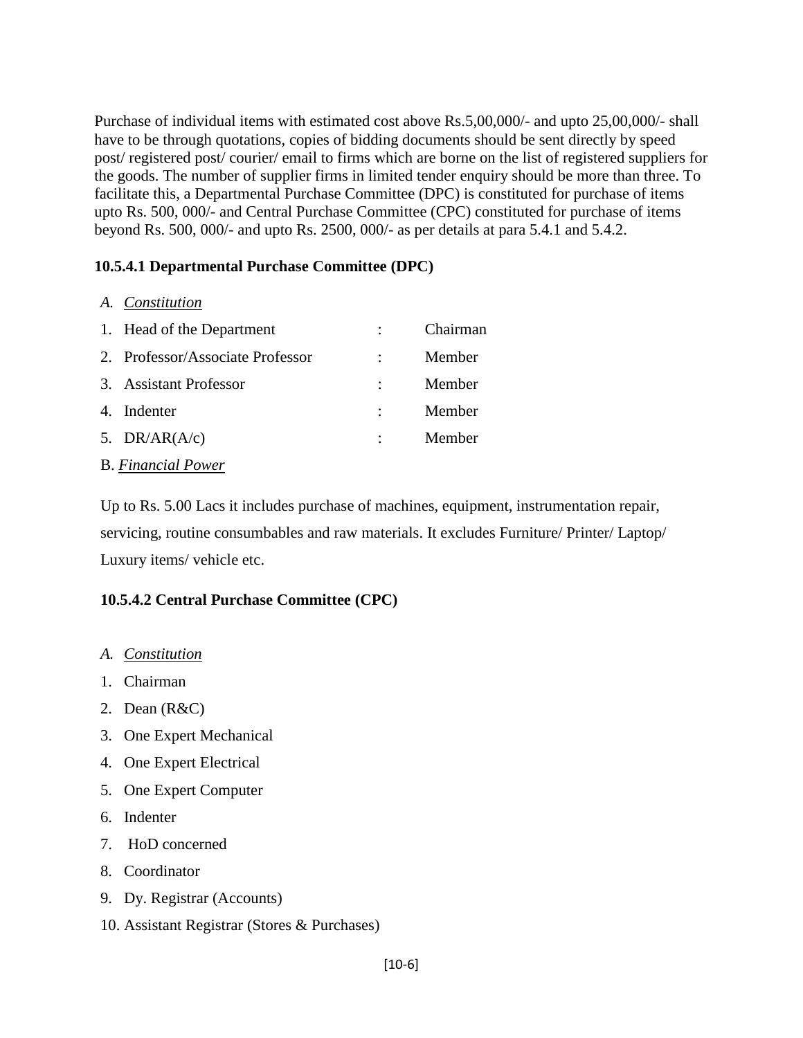Purchase of individual items with estimated cost above Rs.5,00,000/- and upto 25,00,000/- shall have to be through quotations, copies of bidding documents should be sent directly by speed post/ registered post/ courier/ email to firms which are borne on the list of registered suppliers for the goods. The number of supplier firms in limited tender enquiry should be more than three. To facilitate this, a Departmental Purchase Committee (DPC) is constituted for purchase of items upto Rs. 500, 000/- and Central Purchase Committee (CPC) constituted for purchase of items beyond Rs. 500, 000/- and upto Rs. 2500, 000/- as per details at para 5.4.1 and 5.4.2.

### 10.5.4.1 Departmental Purchase Committee (DPC)

A. *Constitution*

1. Head of the Department : Chairman
2. Professor/Associate Professor : Member
3. Assistant Professor : Member
4. Indenter : Member
5. DR/AR(A/c) : Member

B. *Financial Power*

Up to Rs. 5.00 Lacs it includes purchase of machines, equipment, instrumentation repair, servicing, routine consumbables and raw materials. It excludes Furniture/ Printer/ Laptop/ Luxury items/ vehicle etc.

### 10.5.4.2 Central Purchase Committee (CPC)

A. *Constitution*

1. Chairman
2. Dean (R&C)
3. One Expert Mechanical
4. One Expert Electrical
5. One Expert Computer
6. Indenter
7. HoD concerned
8. Coordinator
9. Dy. Registrar (Accounts)
10. Assistant Registrar (Stores & Purchases)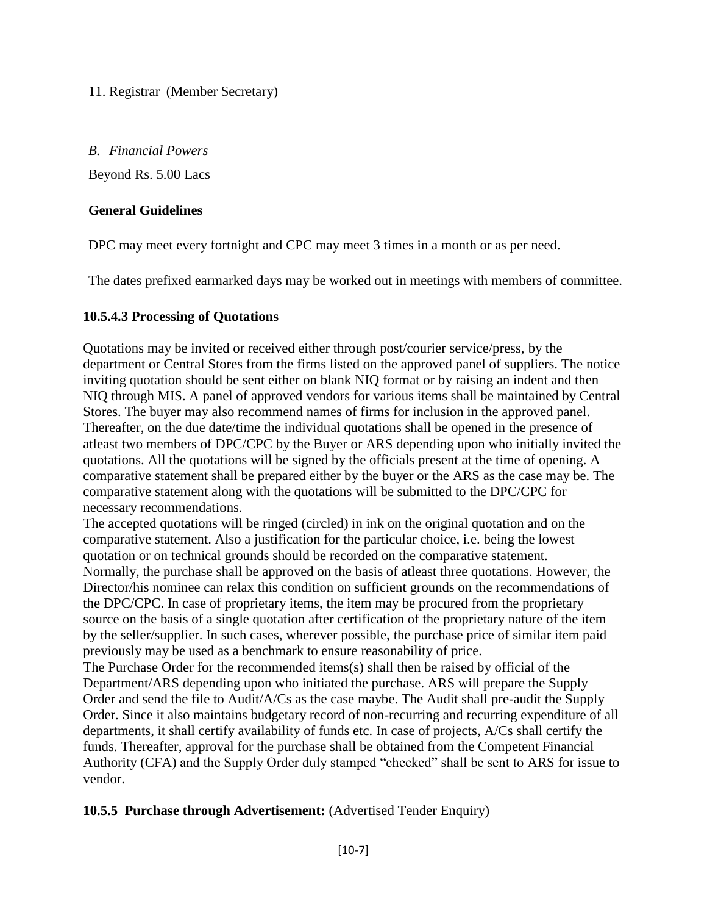11. Registrar (Member Secretary)

*B. Financial Powers*

Beyond Rs. 5.00 Lacs

**General Guidelines**

DPC may meet every fortnight and CPC may meet 3 times in a month or as per need.

The dates prefixed earmarked days may be worked out in meetings with members of committee.

### 10.5.4.3 Processing of Quotations

Quotations may be invited or received either through post/courier service/press, by the department or Central Stores from the firms listed on the approved panel of suppliers. The notice inviting quotation should be sent either on blank NIQ format or by raising an indent and then NIQ through MIS. A panel of approved vendors for various items shall be maintained by Central Stores. The buyer may also recommend names of firms for inclusion in the approved panel. Thereafter, on the due date/time the individual quotations shall be opened in the presence of atleast two members of DPC/CPC by the Buyer or ARS depending upon who initially invited the quotations. All the quotations will be signed by the officials present at the time of opening. A comparative statement shall be prepared either by the buyer or the ARS as the case may be. The comparative statement along with the quotations will be submitted to the DPC/CPC for necessary recommendations.

The accepted quotations will be ringed (circled) in ink on the original quotation and on the comparative statement. Also a justification for the particular choice, i.e. being the lowest quotation or on technical grounds should be recorded on the comparative statement.

Normally, the purchase shall be approved on the basis of atleast three quotations. However, the Director/his nominee can relax this condition on sufficient grounds on the recommendations of the DPC/CPC. In case of proprietary items, the item may be procured from the proprietary source on the basis of a single quotation after certification of the proprietary nature of the item by the seller/supplier. In such cases, wherever possible, the purchase price of similar item paid previously may be used as a benchmark to ensure reasonability of price.

The Purchase Order for the recommended items(s) shall then be raised by official of the Department/ARS depending upon who initiated the purchase. ARS will prepare the Supply Order and send the file to Audit/A/Cs as the case maybe. The Audit shall pre-audit the Supply Order. Since it also maintains budgetary record of non-recurring and recurring expenditure of all departments, it shall certify availability of funds etc. In case of projects, A/Cs shall certify the funds. Thereafter, approval for the purchase shall be obtained from the Competent Financial Authority (CFA) and the Supply Order duly stamped "checked" shall be sent to ARS for issue to vendor.

### 10.5.5 Purchase through Advertisement: (Advertised Tender Enquiry)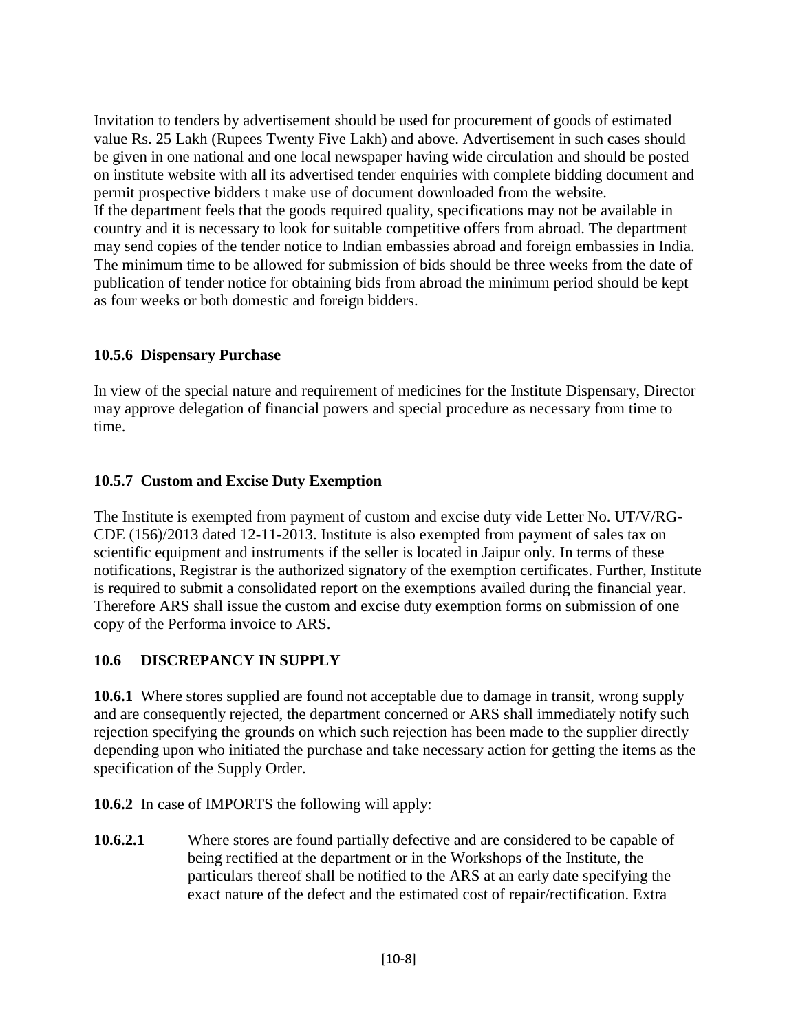Invitation to tenders by advertisement should be used for procurement of goods of estimated value Rs. 25 Lakh (Rupees Twenty Five Lakh) and above. Advertisement in such cases should be given in one national and one local newspaper having wide circulation and should be posted on institute website with all its advertised tender enquiries with complete bidding document and permit prospective bidders t make use of document downloaded from the website.
If the department feels that the goods required quality, specifications may not be available in country and it is necessary to look for suitable competitive offers from abroad. The department may send copies of the tender notice to Indian embassies abroad and foreign embassies in India. The minimum time to be allowed for submission of bids should be three weeks from the date of publication of tender notice for obtaining bids from abroad the minimum period should be kept as four weeks or both domestic and foreign bidders.

### 10.5.6 Dispensary Purchase

In view of the special nature and requirement of medicines for the Institute Dispensary, Director may approve delegation of financial powers and special procedure as necessary from time to time.

### 10.5.7 Custom and Excise Duty Exemption

The Institute is exempted from payment of custom and excise duty vide Letter No. UT/V/RG-CDE (156)/2013 dated 12-11-2013. Institute is also exempted from payment of sales tax on scientific equipment and instruments if the seller is located in Jaipur only. In terms of these notifications, Registrar is the authorized signatory of the exemption certificates. Further, Institute is required to submit a consolidated report on the exemptions availed during the financial year. Therefore ARS shall issue the custom and excise duty exemption forms on submission of one copy of the Performa invoice to ARS.

## 10.6 DISCREPANCY IN SUPPLY

**10.6.1** Where stores supplied are found not acceptable due to damage in transit, wrong supply and are consequently rejected, the department concerned or ARS shall immediately notify such rejection specifying the grounds on which such rejection has been made to the supplier directly depending upon who initiated the purchase and take necessary action for getting the items as the specification of the Supply Order.

**10.6.2** In case of IMPORTS the following will apply:

**10.6.2.1** Where stores are found partially defective and are considered to be capable of being rectified at the department or in the Workshops of the Institute, the particulars thereof shall be notified to the ARS at an early date specifying the exact nature of the defect and the estimated cost of repair/rectification. Extra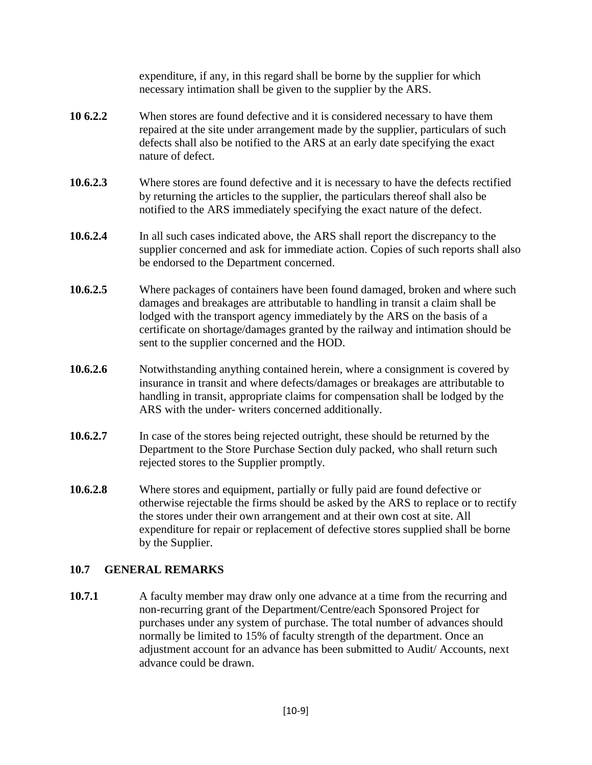expenditure, if any, in this regard shall be borne by the supplier for which necessary intimation shall be given to the supplier by the ARS.

**10 6.2.2** When stores are found defective and it is considered necessary to have them repaired at the site under arrangement made by the supplier, particulars of such defects shall also be notified to the ARS at an early date specifying the exact nature of defect.

**10.6.2.3** Where stores are found defective and it is necessary to have the defects rectified by returning the articles to the supplier, the particulars thereof shall also be notified to the ARS immediately specifying the exact nature of the defect.

**10.6.2.4** In all such cases indicated above, the ARS shall report the discrepancy to the supplier concerned and ask for immediate action. Copies of such reports shall also be endorsed to the Department concerned.

**10.6.2.5** Where packages of containers have been found damaged, broken and where such damages and breakages are attributable to handling in transit a claim shall be lodged with the transport agency immediately by the ARS on the basis of a certificate on shortage/damages granted by the railway and intimation should be sent to the supplier concerned and the HOD.

**10.6.2.6** Notwithstanding anything contained herein, where a consignment is covered by insurance in transit and where defects/damages or breakages are attributable to handling in transit, appropriate claims for compensation shall be lodged by the ARS with the under- writers concerned additionally.

**10.6.2.7** In case of the stores being rejected outright, these should be returned by the Department to the Store Purchase Section duly packed, who shall return such rejected stores to the Supplier promptly.

**10.6.2.8** Where stores and equipment, partially or fully paid are found defective or otherwise rejectable the firms should be asked by the ARS to replace or to rectify the stores under their own arrangement and at their own cost at site. All expenditure for repair or replacement of defective stores supplied shall be borne by the Supplier.

## 10.7 GENERAL REMARKS

**10.7.1** A faculty member may draw only one advance at a time from the recurring and non-recurring grant of the Department/Centre/each Sponsored Project for purchases under any system of purchase. The total number of advances should normally be limited to 15% of faculty strength of the department. Once an adjustment account for an advance has been submitted to Audit/ Accounts, next advance could be drawn.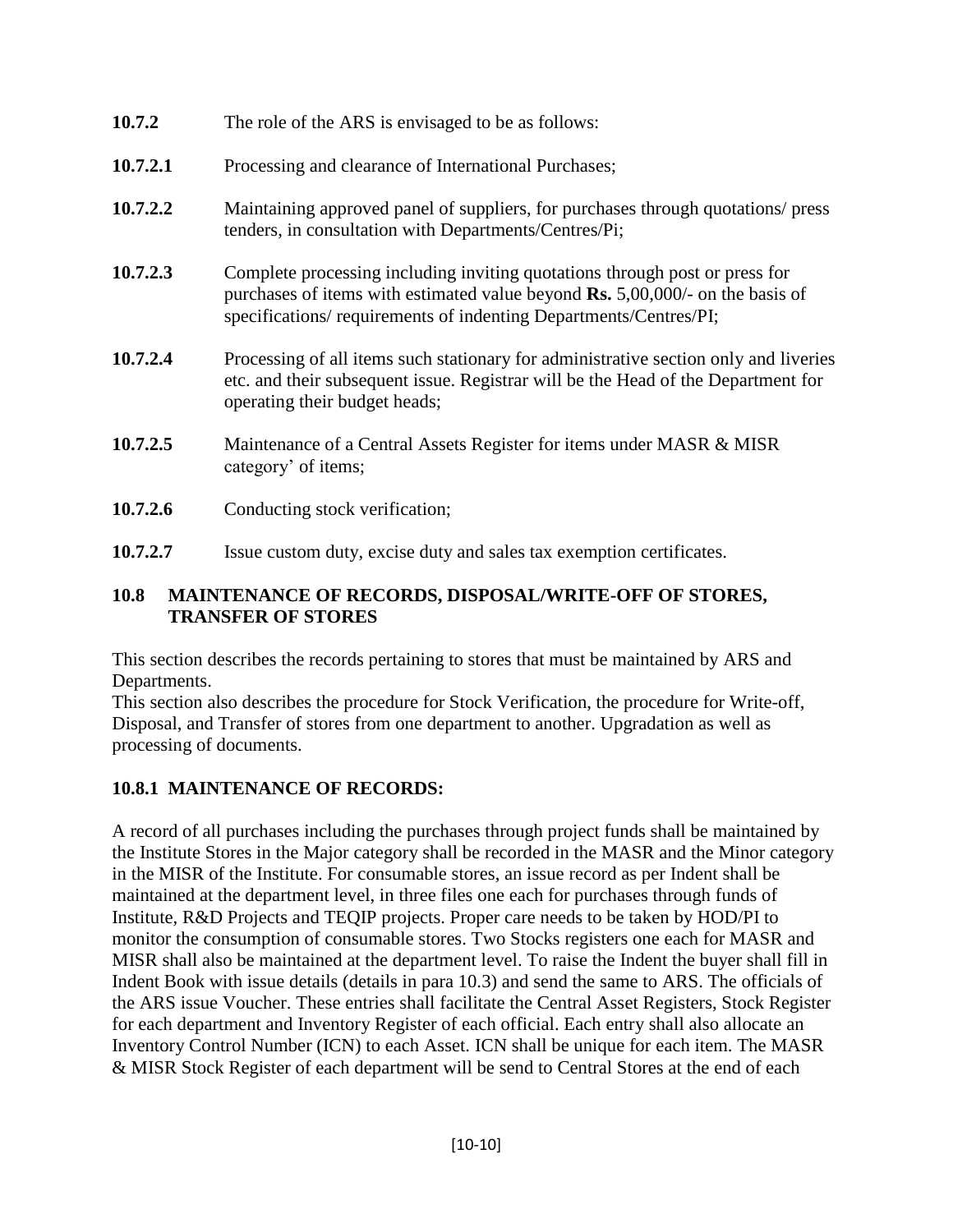**10.7.2** The role of the ARS is envisaged to be as follows:

**10.7.2.1** Processing and clearance of International Purchases;

**10.7.2.2** Maintaining approved panel of suppliers, for purchases through quotations/ press tenders, in consultation with Departments/Centres/Pi;

**10.7.2.3** Complete processing including inviting quotations through post or press for purchases of items with estimated value beyond **Rs.** 5,00,000/- on the basis of specifications/ requirements of indenting Departments/Centres/PI;

**10.7.2.4** Processing of all items such stationary for administrative section only and liveries etc. and their subsequent issue. Registrar will be the Head of the Department for operating their budget heads;

**10.7.2.5** Maintenance of a Central Assets Register for items under MASR & MISR category' of items;

**10.7.2.6** Conducting stock verification;

**10.7.2.7** Issue custom duty, excise duty and sales tax exemption certificates.

## 10.8 MAINTENANCE OF RECORDS, DISPOSAL/WRITE-OFF OF STORES, TRANSFER OF STORES

This section describes the records pertaining to stores that must be maintained by ARS and Departments.

This section also describes the procedure for Stock Verification, the procedure for Write-off, Disposal, and Transfer of stores from one department to another. Upgradation as well as processing of documents.

### 10.8.1 MAINTENANCE OF RECORDS:

A record of all purchases including the purchases through project funds shall be maintained by the Institute Stores in the Major category shall be recorded in the MASR and the Minor category in the MISR of the Institute. For consumable stores, an issue record as per Indent shall be maintained at the department level, in three files one each for purchases through funds of Institute, R&D Projects and TEQIP projects. Proper care needs to be taken by HOD/PI to monitor the consumption of consumable stores. Two Stocks registers one each for MASR and MISR shall also be maintained at the department level. To raise the Indent the buyer shall fill in Indent Book with issue details (details in para 10.3) and send the same to ARS. The officials of the ARS issue Voucher. These entries shall facilitate the Central Asset Registers, Stock Register for each department and Inventory Register of each official. Each entry shall also allocate an Inventory Control Number (ICN) to each Asset. ICN shall be unique for each item. The MASR & MISR Stock Register of each department will be send to Central Stores at the end of each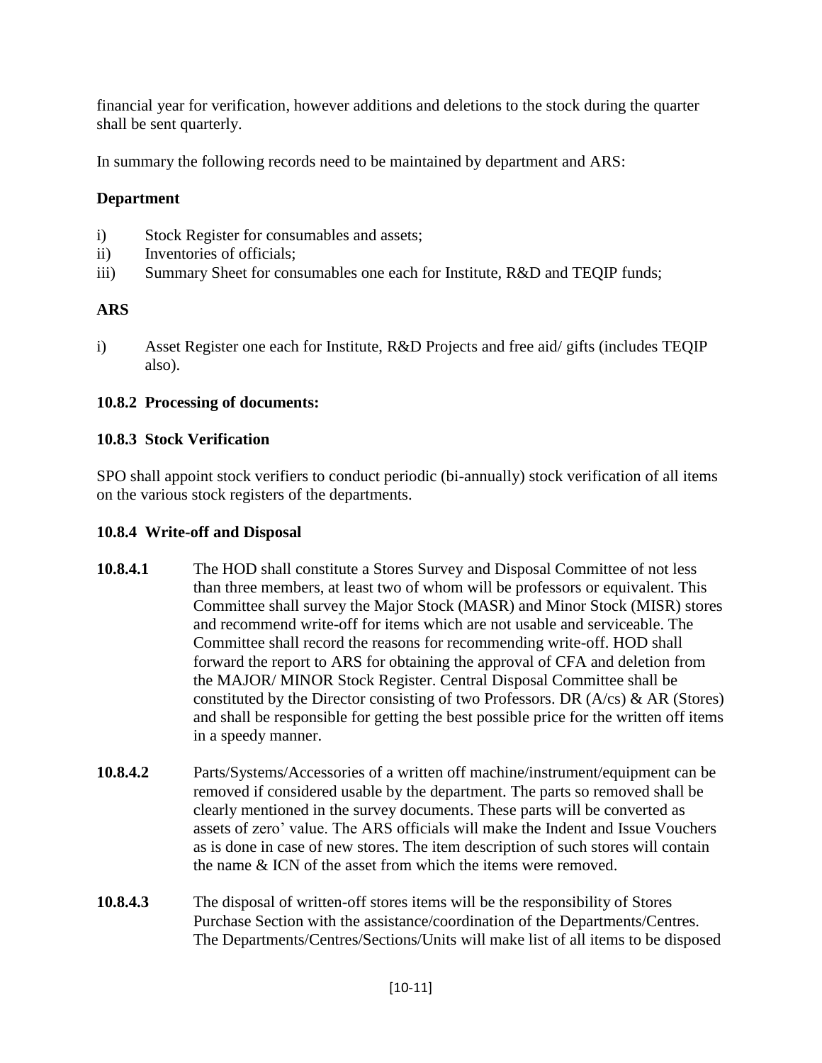financial year for verification, however additions and deletions to the stock during the quarter shall be sent quarterly.

In summary the following records need to be maintained by department and ARS:

**Department**

i) Stock Register for consumables and assets;
ii) Inventories of officials;
iii) Summary Sheet for consumables one each for Institute, R&D and TEQIP funds;

**ARS**

i) Asset Register one each for Institute, R&D Projects and free aid/ gifts (includes TEQIP also).

### 10.8.2 Processing of documents:

### 10.8.3 Stock Verification

SPO shall appoint stock verifiers to conduct periodic (bi-annually) stock verification of all items on the various stock registers of the departments.

### 10.8.4 Write-off and Disposal

**10.8.4.1** The HOD shall constitute a Stores Survey and Disposal Committee of not less than three members, at least two of whom will be professors or equivalent. This Committee shall survey the Major Stock (MASR) and Minor Stock (MISR) stores and recommend write-off for items which are not usable and serviceable. The Committee shall record the reasons for recommending write-off. HOD shall forward the report to ARS for obtaining the approval of CFA and deletion from the MAJOR/ MINOR Stock Register. Central Disposal Committee shall be constituted by the Director consisting of two Professors. DR (A/cs) & AR (Stores) and shall be responsible for getting the best possible price for the written off items in a speedy manner.

**10.8.4.2** Parts/Systems/Accessories of a written off machine/instrument/equipment can be removed if considered usable by the department. The parts so removed shall be clearly mentioned in the survey documents. These parts will be converted as assets of zero' value. The ARS officials will make the Indent and Issue Vouchers as is done in case of new stores. The item description of such stores will contain the name & ICN of the asset from which the items were removed.

**10.8.4.3** The disposal of written-off stores items will be the responsibility of Stores Purchase Section with the assistance/coordination of the Departments/Centres. The Departments/Centres/Sections/Units will make list of all items to be disposed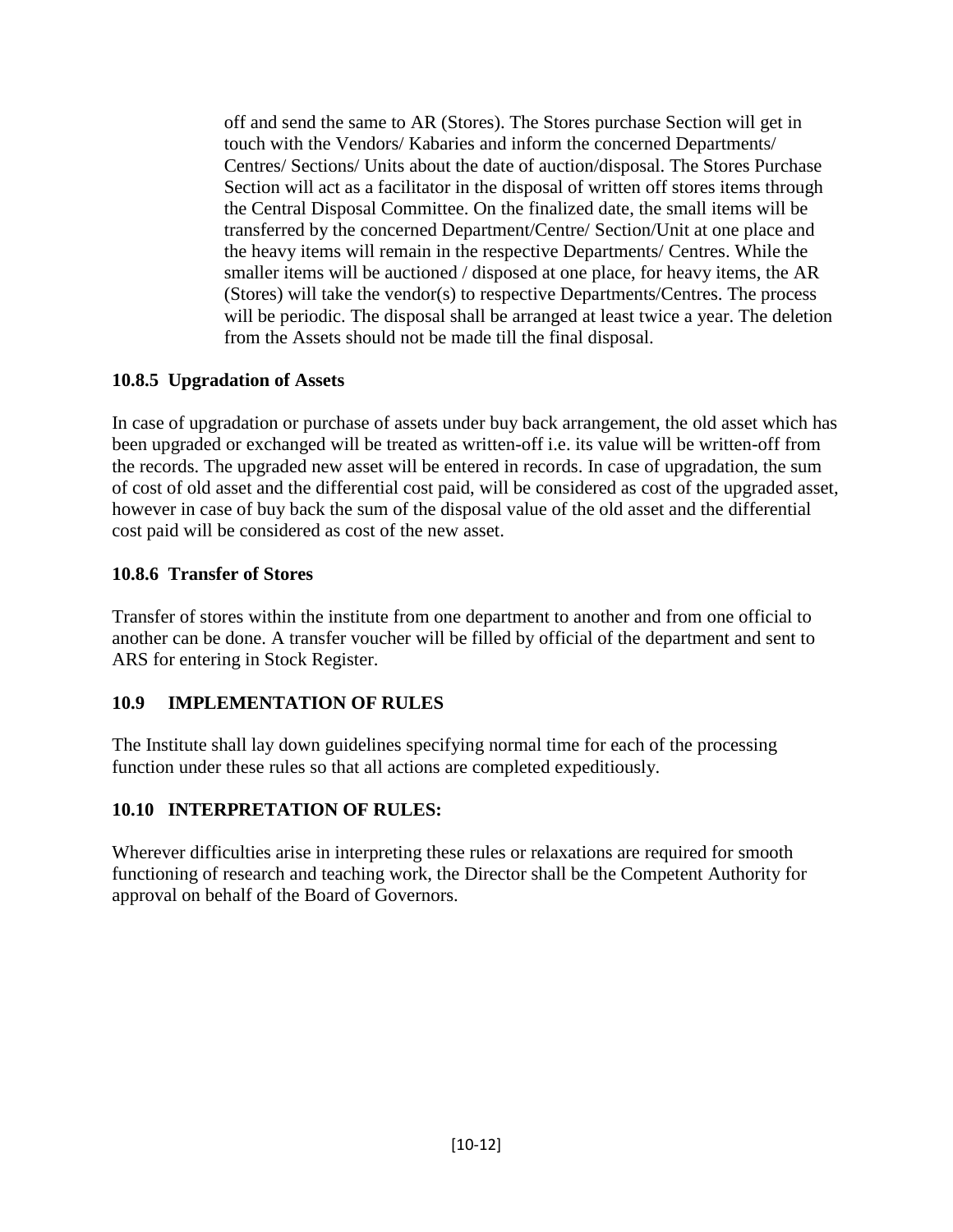off and send the same to AR (Stores). The Stores purchase Section will get in touch with the Vendors/ Kabaries and inform the concerned Departments/ Centres/ Sections/ Units about the date of auction/disposal. The Stores Purchase Section will act as a facilitator in the disposal of written off stores items through the Central Disposal Committee. On the finalized date, the small items will be transferred by the concerned Department/Centre/ Section/Unit at one place and the heavy items will remain in the respective Departments/ Centres. While the smaller items will be auctioned / disposed at one place, for heavy items, the AR (Stores) will take the vendor(s) to respective Departments/Centres. The process will be periodic. The disposal shall be arranged at least twice a year. The deletion from the Assets should not be made till the final disposal.

### 10.8.5 Upgradation of Assets

In case of upgradation or purchase of assets under buy back arrangement, the old asset which has been upgraded or exchanged will be treated as written-off i.e. its value will be written-off from the records. The upgraded new asset will be entered in records. In case of upgradation, the sum of cost of old asset and the differential cost paid, will be considered as cost of the upgraded asset, however in case of buy back the sum of the disposal value of the old asset and the differential cost paid will be considered as cost of the new asset.

### 10.8.6 Transfer of Stores

Transfer of stores within the institute from one department to another and from one official to another can be done. A transfer voucher will be filled by official of the department and sent to ARS for entering in Stock Register.

## 10.9 IMPLEMENTATION OF RULES

The Institute shall lay down guidelines specifying normal time for each of the processing function under these rules so that all actions are completed expeditiously.

## 10.10 INTERPRETATION OF RULES:

Wherever difficulties arise in interpreting these rules or relaxations are required for smooth functioning of research and teaching work, the Director shall be the Competent Authority for approval on behalf of the Board of Governors.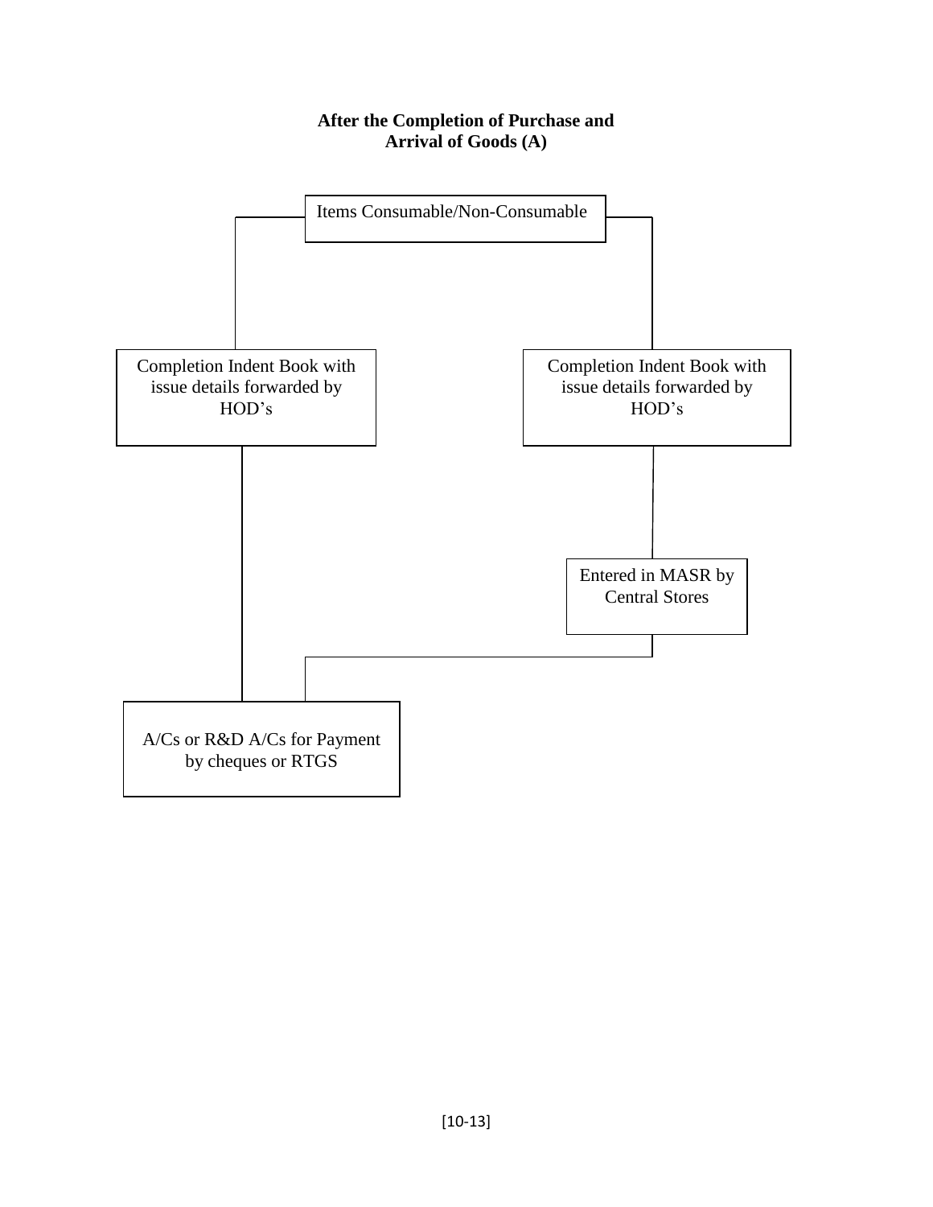**After the Completion of Purchase and Arrival of Goods (A)**

Items Consumable/Non-Consumable

Completion Indent Book with issue details forwarded by HOD’s

Completion Indent Book with issue details forwarded by HOD’s

Entered in MASR by Central Stores

A/Cs or R&D A/Cs for Payment by cheques or RTGS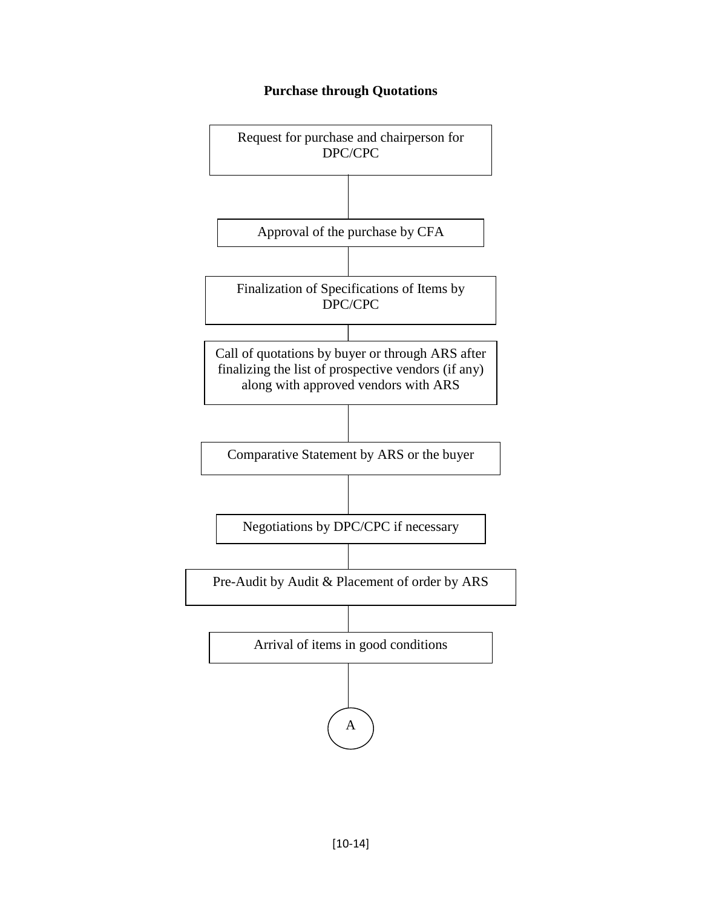**Purchase through Quotations**

Request for purchase and chairperson for DPC/CPC

↓

Approval of the purchase by CFA

↓

Finalization of Specifications of Items by DPC/CPC

↓

Call of quotations by buyer or through ARS after finalizing the list of prospective vendors (if any) along with approved vendors with ARS

↓

Comparative Statement by ARS or the buyer

↓

Negotiations by DPC/CPC if necessary

↓

Pre-Audit by Audit & Placement of order by ARS

↓

Arrival of items in good conditions

↓

A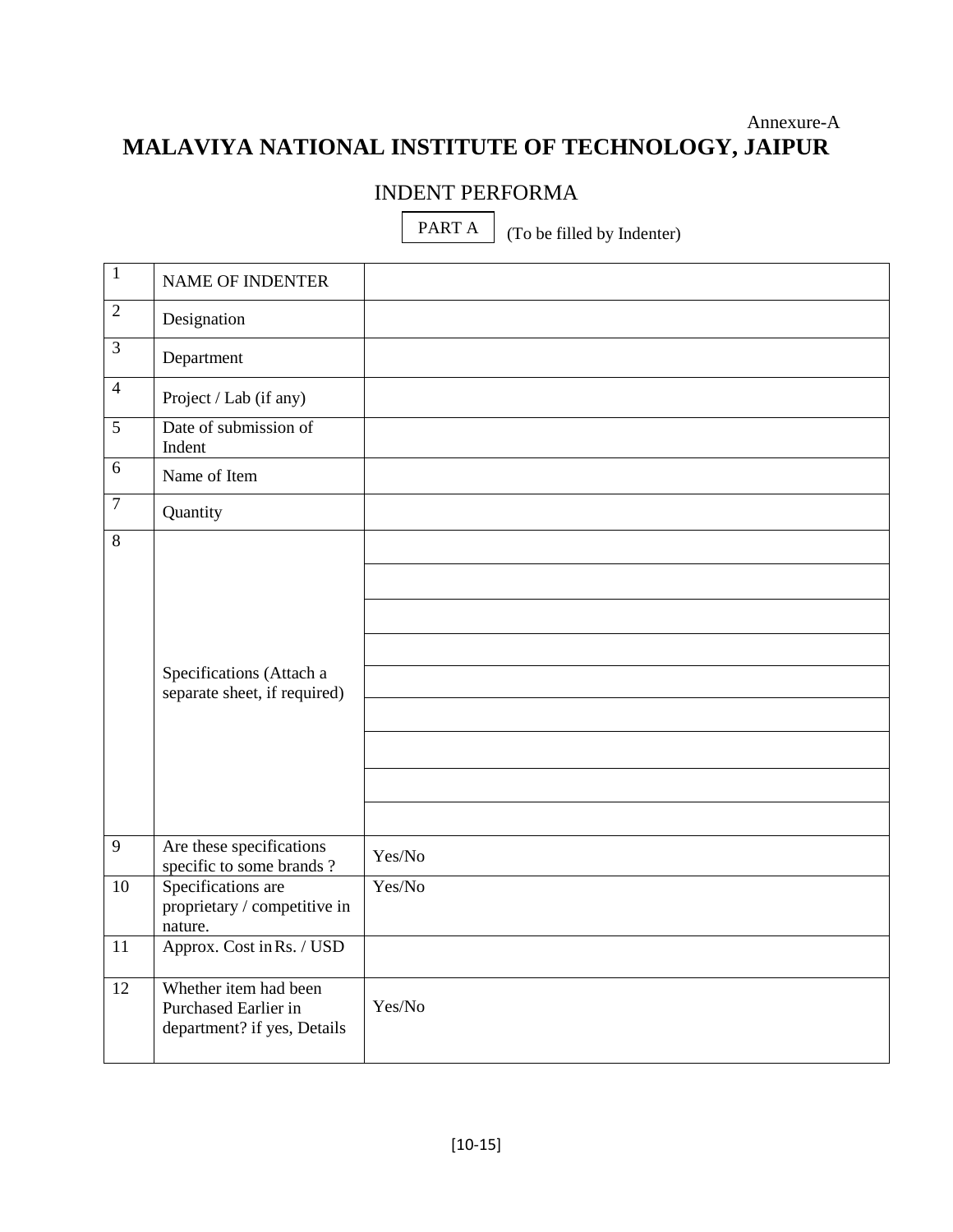Annexure-A

# MALAVIYA NATIONAL INSTITUTE OF TECHNOLOGY, JAIPUR

## INDENT PERFORMA

PART A (To be filled by Indenter)

| | | |
|---|---|---|
| 1 | NAME OF INDENTER | |
| 2 | Designation | |
| 3 | Department | |
| 4 | Project / Lab (if any) | |
| 5 | Date of submission of Indent | |
| 6 | Name of Item | |
| 7 | Quantity | |
| 8 | Specifications (Attach a separate sheet, if required) | |
| | | |
| | | |
| | | |
| | | |
| | | |
| | | |
| | | |
| | | |
| 9 | Are these specifications specific to some brands ? | Yes/No |
| 10 | Specifications are proprietary / competitive in nature. | Yes/No |
| 11 | Approx. Cost in Rs. / USD | |
| 12 | Whether item had been Purchased Earlier in department? if yes, Details | Yes/No |

[10-15]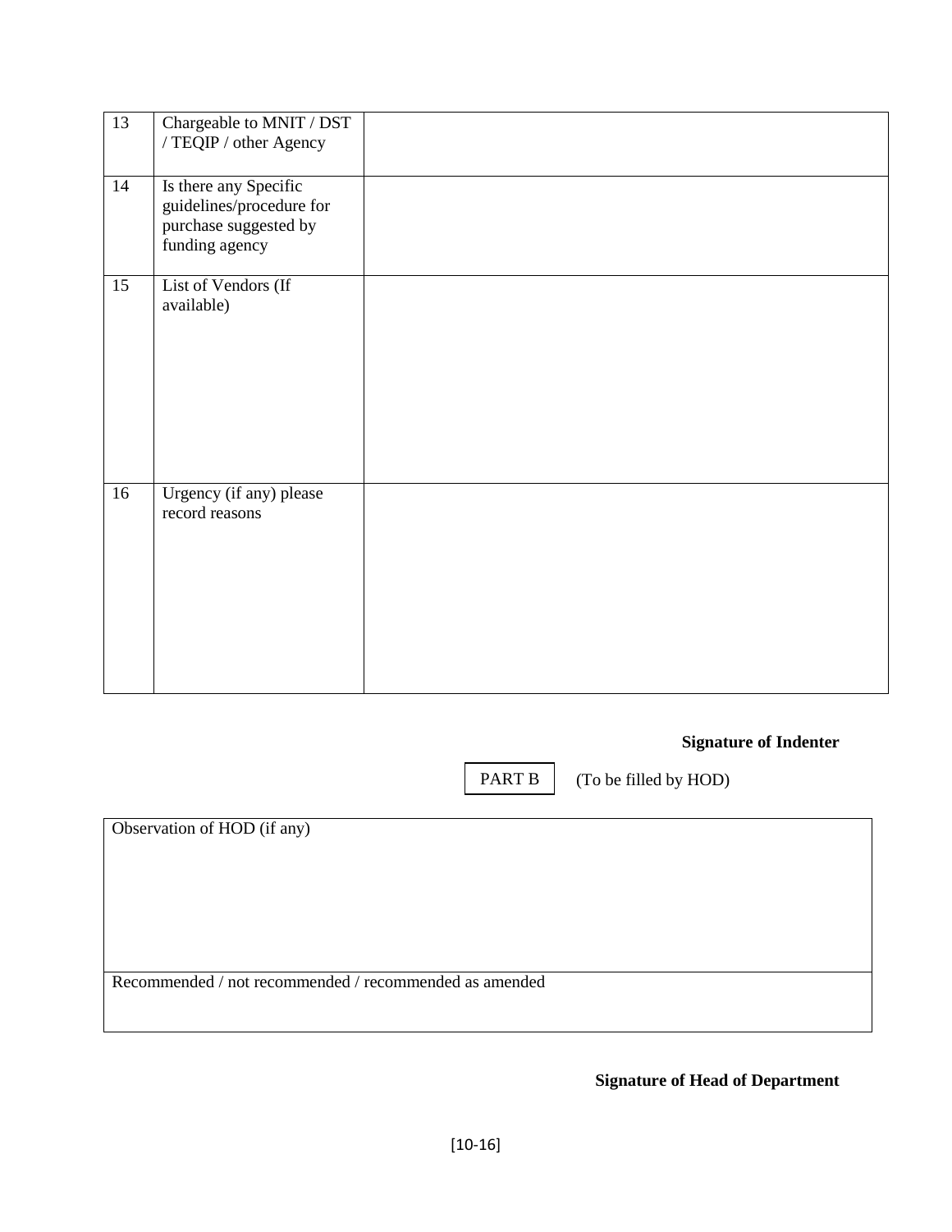| 13 | Chargeable to MNIT / DST / TEQIP / other Agency | |
|---|---|---|
| 14 | Is there any Specific guidelines/procedure for purchase suggested by funding agency | |
| 15 | List of Vendors (If available) | |
| 16 | Urgency (if any) please record reasons | |

**Signature of Indenter**

PART B (To be filled by HOD)

| Observation of HOD (if any) |
|---|
| Recommended / not recommended / recommended as amended |

**Signature of Head of Department**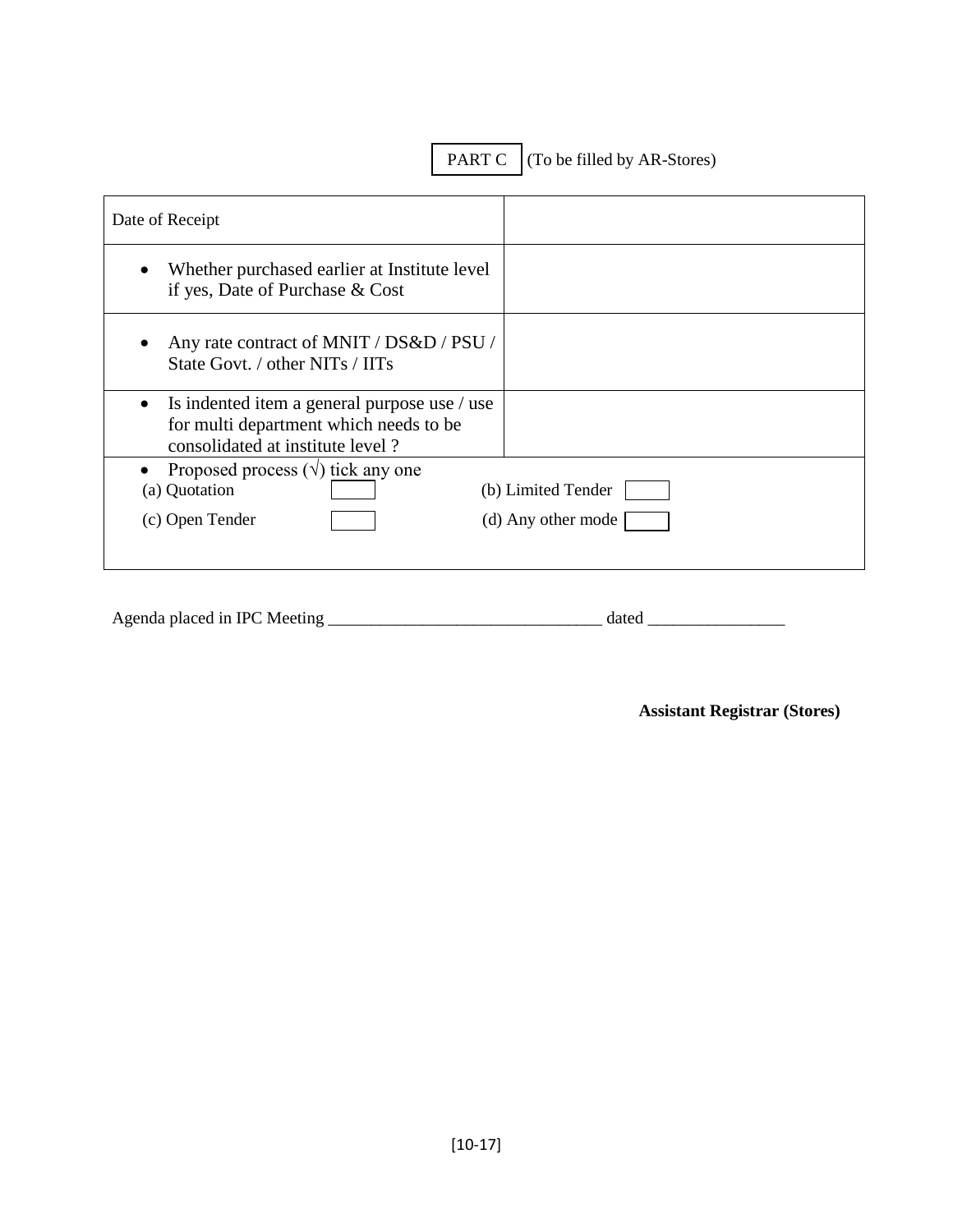PART C (To be filled by AR-Stores)

| | |
|---|---|
| Date of Receipt | |
| • Whether purchased earlier at Institute level if yes, Date of Purchase & Cost | |
| • Any rate contract of MNIT / DS&D / PSU / State Govt. / other NITs / IITs | |
| • Is indented item a general purpose use / use for multi department which needs to be consolidated at institute level ? | |

- Proposed process (√) tick any one

(a) Quotation ☐ (b) Limited Tender ☐

(c) Open Tender ☐ (d) Any other mode ☐

Agenda placed in IPC Meeting ________________________________ dated ________________

**Assistant Registrar (Stores)**